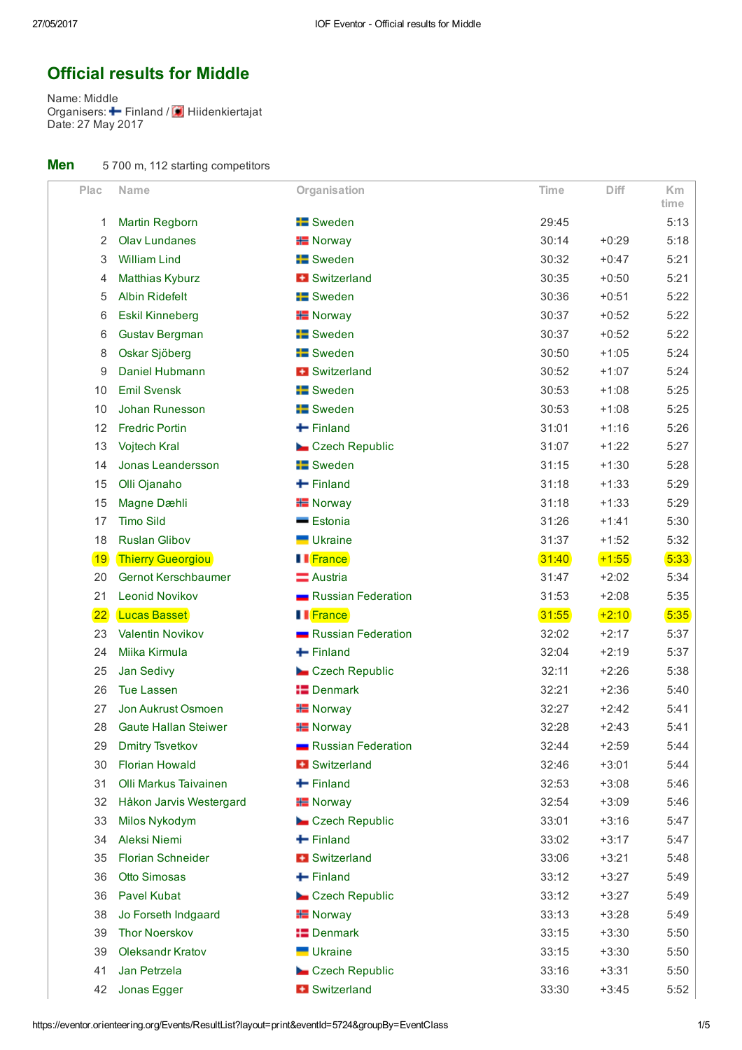# Official results for Middle

Name: Middle
Organisers: Finland / Hiidenkiertajat
Date: 27 May 2017

## Men

5 700 m, 112 starting competitors

| Plac | Name | Organisation | Time | Diff | Km time |
|---|---|---|---|---|---|
| 1 | Martin Regborn | Sweden | 29:45 | | 5:13 |
| 2 | Olav Lundanes | Norway | 30:14 | +0:29 | 5:18 |
| 3 | William Lind | Sweden | 30:32 | +0:47 | 5:21 |
| 4 | Matthias Kyburz | Switzerland | 30:35 | +0:50 | 5:21 |
| 5 | Albin Ridefelt | Sweden | 30:36 | +0:51 | 5:22 |
| 6 | Eskil Kinneberg | Norway | 30:37 | +0:52 | 5:22 |
| 6 | Gustav Bergman | Sweden | 30:37 | +0:52 | 5:22 |
| 8 | Oskar Sjöberg | Sweden | 30:50 | +1:05 | 5:24 |
| 9 | Daniel Hubmann | Switzerland | 30:52 | +1:07 | 5:24 |
| 10 | Emil Svensk | Sweden | 30:53 | +1:08 | 5:25 |
| 10 | Johan Runesson | Sweden | 30:53 | +1:08 | 5:25 |
| 12 | Fredric Portin | Finland | 31:01 | +1:16 | 5:26 |
| 13 | Vojtech Kral | Czech Republic | 31:07 | +1:22 | 5:27 |
| 14 | Jonas Leandersson | Sweden | 31:15 | +1:30 | 5:28 |
| 15 | Olli Ojanaho | Finland | 31:18 | +1:33 | 5:29 |
| 15 | Magne Dæhli | Norway | 31:18 | +1:33 | 5:29 |
| 17 | Timo Sild | Estonia | 31:26 | +1:41 | 5:30 |
| 18 | Ruslan Glibov | Ukraine | 31:37 | +1:52 | 5:32 |
| 19 | Thierry Gueorgiou | France | 31:40 | +1:55 | 5:33 |
| 20 | Gernot Kerschbaumer | Austria | 31:47 | +2:02 | 5:34 |
| 21 | Leonid Novikov | Russian Federation | 31:53 | +2:08 | 5:35 |
| 22 | Lucas Basset | France | 31:55 | +2:10 | 5:35 |
| 23 | Valentin Novikov | Russian Federation | 32:02 | +2:17 | 5:37 |
| 24 | Miika Kirmula | Finland | 32:04 | +2:19 | 5:37 |
| 25 | Jan Sedivy | Czech Republic | 32:11 | +2:26 | 5:38 |
| 26 | Tue Lassen | Denmark | 32:21 | +2:36 | 5:40 |
| 27 | Jon Aukrust Osmoen | Norway | 32:27 | +2:42 | 5:41 |
| 28 | Gaute Hallan Steiwer | Norway | 32:28 | +2:43 | 5:41 |
| 29 | Dmitry Tsvetkov | Russian Federation | 32:44 | +2:59 | 5:44 |
| 30 | Florian Howald | Switzerland | 32:46 | +3:01 | 5:44 |
| 31 | Olli Markus Taivainen | Finland | 32:53 | +3:08 | 5:46 |
| 32 | Håkon Jarvis Westergard | Norway | 32:54 | +3:09 | 5:46 |
| 33 | Milos Nykodym | Czech Republic | 33:01 | +3:16 | 5:47 |
| 34 | Aleksi Niemi | Finland | 33:02 | +3:17 | 5:47 |
| 35 | Florian Schneider | Switzerland | 33:06 | +3:21 | 5:48 |
| 36 | Otto Simosas | Finland | 33:12 | +3:27 | 5:49 |
| 36 | Pavel Kubat | Czech Republic | 33:12 | +3:27 | 5:49 |
| 38 | Jo Forseth Indgaard | Norway | 33:13 | +3:28 | 5:49 |
| 39 | Thor Noerskov | Denmark | 33:15 | +3:30 | 5:50 |
| 39 | Oleksandr Kratov | Ukraine | 33:15 | +3:30 | 5:50 |
| 41 | Jan Petrzela | Czech Republic | 33:16 | +3:31 | 5:50 |
| 42 | Jonas Egger | Switzerland | 33:30 | +3:45 | 5:52 |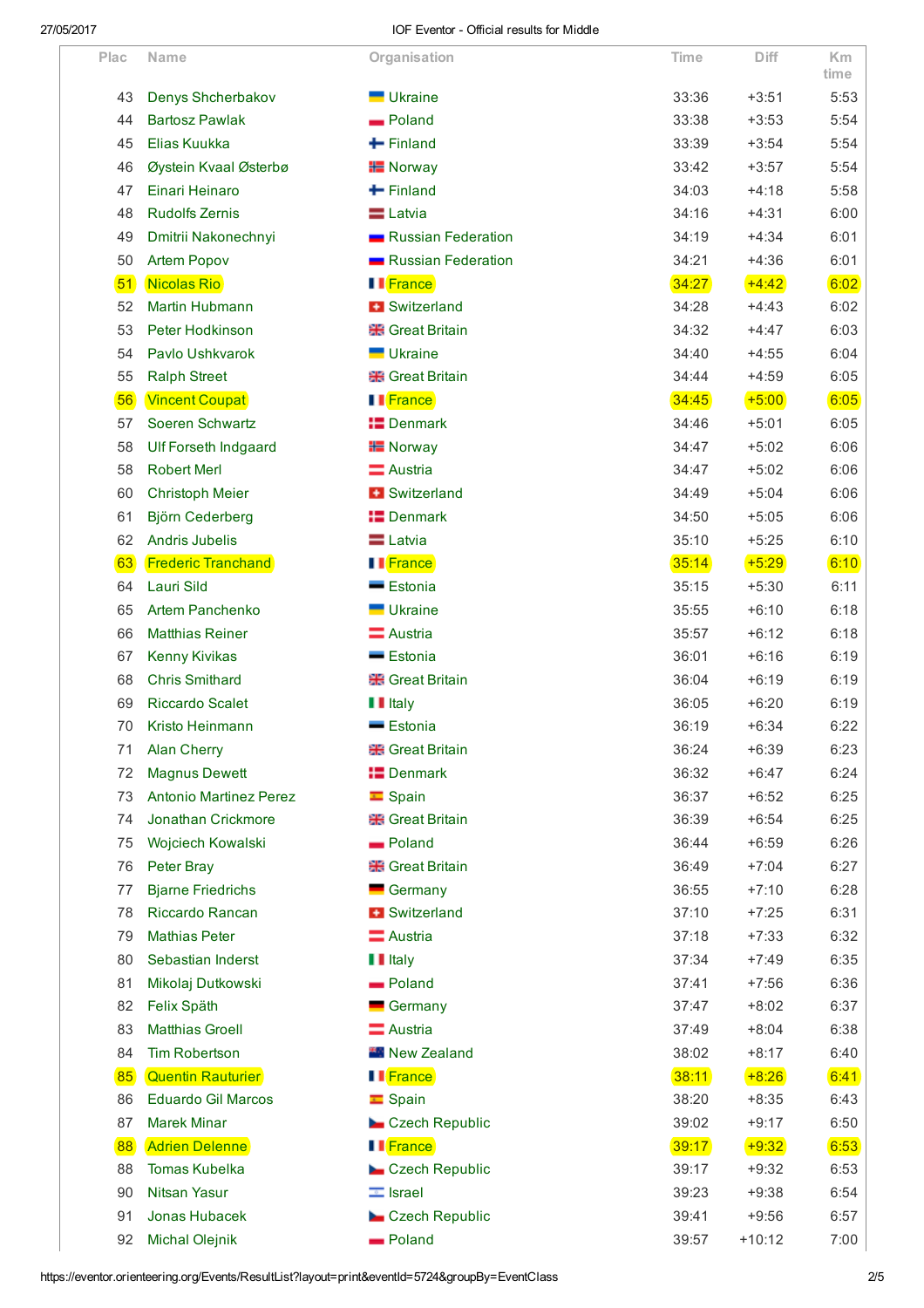| Plac | Name | Organisation | Time | Diff | Km time |
|---|---|---|---|---|---|
| 43 | Denys Shcherbakov | Ukraine | 33:36 | +3:51 | 5:53 |
| 44 | Bartosz Pawlak | Poland | 33:38 | +3:53 | 5:54 |
| 45 | Elias Kuukka | Finland | 33:39 | +3:54 | 5:54 |
| 46 | Øystein Kvaal Østerbø | Norway | 33:42 | +3:57 | 5:54 |
| 47 | Einari Heinaro | Finland | 34:03 | +4:18 | 5:58 |
| 48 | Rudolfs Zernis | Latvia | 34:16 | +4:31 | 6:00 |
| 49 | Dmitrii Nakonechnyi | Russian Federation | 34:19 | +4:34 | 6:01 |
| 50 | Artem Popov | Russian Federation | 34:21 | +4:36 | 6:01 |
| 51 | Nicolas Rio | France | 34:27 | +4:42 | 6:02 |
| 52 | Martin Hubmann | Switzerland | 34:28 | +4:43 | 6:02 |
| 53 | Peter Hodkinson | Great Britain | 34:32 | +4:47 | 6:03 |
| 54 | Pavlo Ushkvarok | Ukraine | 34:40 | +4:55 | 6:04 |
| 55 | Ralph Street | Great Britain | 34:44 | +4:59 | 6:05 |
| 56 | Vincent Coupat | France | 34:45 | +5:00 | 6:05 |
| 57 | Soeren Schwartz | Denmark | 34:46 | +5:01 | 6:05 |
| 58 | Ulf Forseth Indgaard | Norway | 34:47 | +5:02 | 6:06 |
| 58 | Robert Merl | Austria | 34:47 | +5:02 | 6:06 |
| 60 | Christoph Meier | Switzerland | 34:49 | +5:04 | 6:06 |
| 61 | Björn Cederberg | Denmark | 34:50 | +5:05 | 6:06 |
| 62 | Andris Jubelis | Latvia | 35:10 | +5:25 | 6:10 |
| 63 | Frederic Tranchand | France | 35:14 | +5:29 | 6:10 |
| 64 | Lauri Sild | Estonia | 35:15 | +5:30 | 6:11 |
| 65 | Artem Panchenko | Ukraine | 35:55 | +6:10 | 6:18 |
| 66 | Matthias Reiner | Austria | 35:57 | +6:12 | 6:18 |
| 67 | Kenny Kivikas | Estonia | 36:01 | +6:16 | 6:19 |
| 68 | Chris Smithard | Great Britain | 36:04 | +6:19 | 6:19 |
| 69 | Riccardo Scalet | Italy | 36:05 | +6:20 | 6:19 |
| 70 | Kristo Heinmann | Estonia | 36:19 | +6:34 | 6:22 |
| 71 | Alan Cherry | Great Britain | 36:24 | +6:39 | 6:23 |
| 72 | Magnus Dewett | Denmark | 36:32 | +6:47 | 6:24 |
| 73 | Antonio Martinez Perez | Spain | 36:37 | +6:52 | 6:25 |
| 74 | Jonathan Crickmore | Great Britain | 36:39 | +6:54 | 6:25 |
| 75 | Wojciech Kowalski | Poland | 36:44 | +6:59 | 6:26 |
| 76 | Peter Bray | Great Britain | 36:49 | +7:04 | 6:27 |
| 77 | Bjarne Friedrichs | Germany | 36:55 | +7:10 | 6:28 |
| 78 | Riccardo Rancan | Switzerland | 37:10 | +7:25 | 6:31 |
| 79 | Mathias Peter | Austria | 37:18 | +7:33 | 6:32 |
| 80 | Sebastian Inderst | Italy | 37:34 | +7:49 | 6:35 |
| 81 | Mikolaj Dutkowski | Poland | 37:41 | +7:56 | 6:36 |
| 82 | Felix Späth | Germany | 37:47 | +8:02 | 6:37 |
| 83 | Matthias Groell | Austria | 37:49 | +8:04 | 6:38 |
| 84 | Tim Robertson | New Zealand | 38:02 | +8:17 | 6:40 |
| 85 | Quentin Rauturier | France | 38:11 | +8:26 | 6:41 |
| 86 | Eduardo Gil Marcos | Spain | 38:20 | +8:35 | 6:43 |
| 87 | Marek Minar | Czech Republic | 39:02 | +9:17 | 6:50 |
| 88 | Adrien Delenne | France | 39:17 | +9:32 | 6:53 |
| 88 | Tomas Kubelka | Czech Republic | 39:17 | +9:32 | 6:53 |
| 90 | Nitsan Yasur | Israel | 39:23 | +9:38 | 6:54 |
| 91 | Jonas Hubacek | Czech Republic | 39:41 | +9:56 | 6:57 |
| 92 | Michal Olejnik | Poland | 39:57 | +10:12 | 7:00 |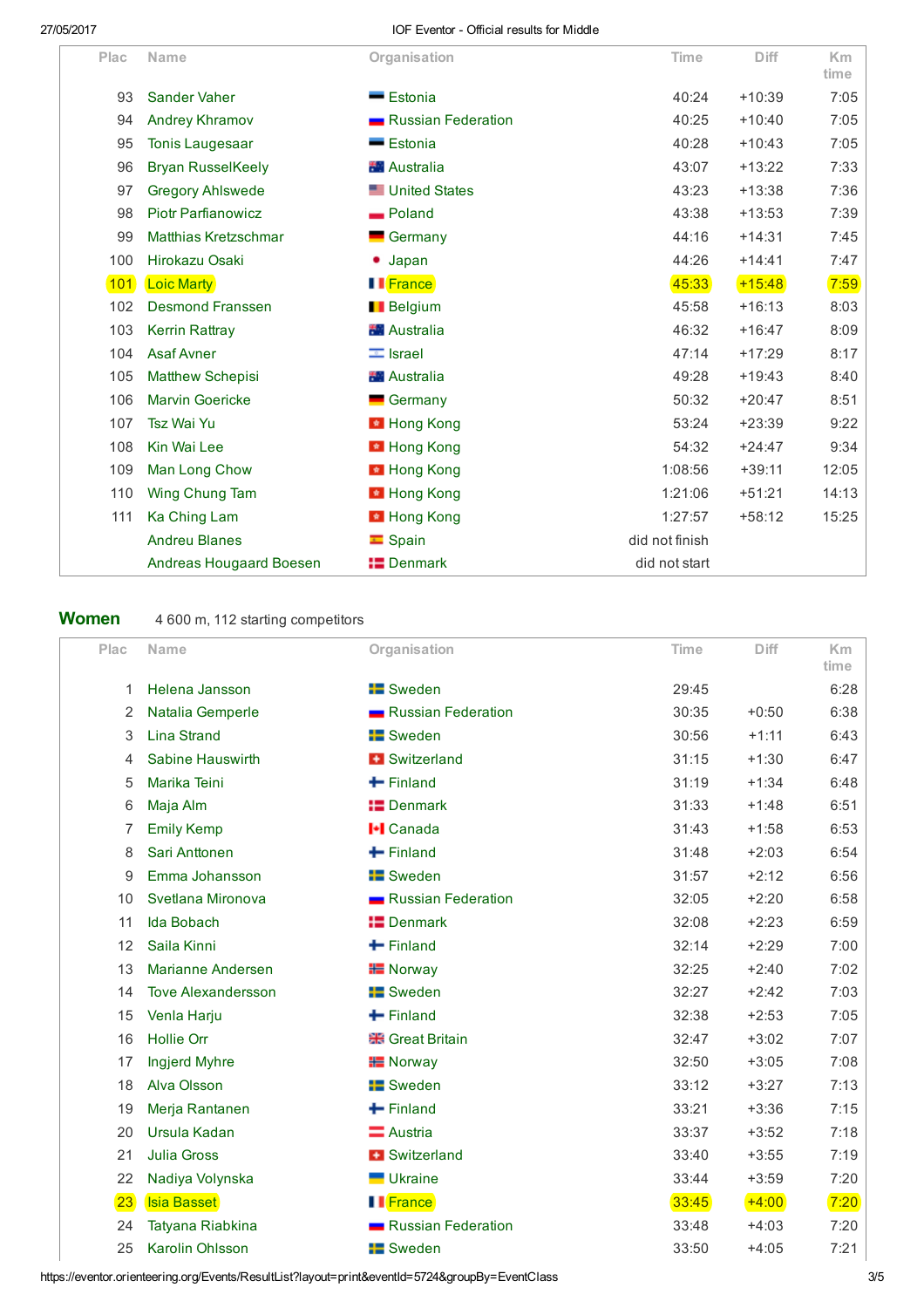| Plac | Name | Organisation | Time | Diff | Km time |
|---|---|---|---|---|---|
| 93 | Sander Vaher | Estonia | 40:24 | +10:39 | 7:05 |
| 94 | Andrey Khramov | Russian Federation | 40:25 | +10:40 | 7:05 |
| 95 | Tonis Laugesaar | Estonia | 40:28 | +10:43 | 7:05 |
| 96 | Bryan RusselKeely | Australia | 43:07 | +13:22 | 7:33 |
| 97 | Gregory Ahlswede | United States | 43:23 | +13:38 | 7:36 |
| 98 | Piotr Parfianowicz | Poland | 43:38 | +13:53 | 7:39 |
| 99 | Matthias Kretzschmar | Germany | 44:16 | +14:31 | 7:45 |
| 100 | Hirokazu Osaki | Japan | 44:26 | +14:41 | 7:47 |
| 101 | Loic Marty | France | 45:33 | +15:48 | 7:59 |
| 102 | Desmond Franssen | Belgium | 45:58 | +16:13 | 8:03 |
| 103 | Kerrin Rattray | Australia | 46:32 | +16:47 | 8:09 |
| 104 | Asaf Avner | Israel | 47:14 | +17:29 | 8:17 |
| 105 | Matthew Schepisi | Australia | 49:28 | +19:43 | 8:40 |
| 106 | Marvin Goericke | Germany | 50:32 | +20:47 | 8:51 |
| 107 | Tsz Wai Yu | Hong Kong | 53:24 | +23:39 | 9:22 |
| 108 | Kin Wai Lee | Hong Kong | 54:32 | +24:47 | 9:34 |
| 109 | Man Long Chow | Hong Kong | 1:08:56 | +39:11 | 12:05 |
| 110 | Wing Chung Tam | Hong Kong | 1:21:06 | +51:21 | 14:13 |
| 111 | Ka Ching Lam | Hong Kong | 1:27:57 | +58:12 | 15:25 |
| | Andreu Blanes | Spain | did not finish | | |
| | Andreas Hougaard Boesen | Denmark | did not start | | |

## Women

4 600 m, 112 starting competitors

| Plac | Name | Organisation | Time | Diff | Km time |
|---|---|---|---|---|---|
| 1 | Helena Jansson | Sweden | 29:45 | | 6:28 |
| 2 | Natalia Gemperle | Russian Federation | 30:35 | +0:50 | 6:38 |
| 3 | Lina Strand | Sweden | 30:56 | +1:11 | 6:43 |
| 4 | Sabine Hauswirth | Switzerland | 31:15 | +1:30 | 6:47 |
| 5 | Marika Teini | Finland | 31:19 | +1:34 | 6:48 |
| 6 | Maja Alm | Denmark | 31:33 | +1:48 | 6:51 |
| 7 | Emily Kemp | Canada | 31:43 | +1:58 | 6:53 |
| 8 | Sari Anttonen | Finland | 31:48 | +2:03 | 6:54 |
| 9 | Emma Johansson | Sweden | 31:57 | +2:12 | 6:56 |
| 10 | Svetlana Mironova | Russian Federation | 32:05 | +2:20 | 6:58 |
| 11 | Ida Bobach | Denmark | 32:08 | +2:23 | 6:59 |
| 12 | Saila Kinni | Finland | 32:14 | +2:29 | 7:00 |
| 13 | Marianne Andersen | Norway | 32:25 | +2:40 | 7:02 |
| 14 | Tove Alexandersson | Sweden | 32:27 | +2:42 | 7:03 |
| 15 | Venla Harju | Finland | 32:38 | +2:53 | 7:05 |
| 16 | Hollie Orr | Great Britain | 32:47 | +3:02 | 7:07 |
| 17 | Ingjerd Myhre | Norway | 32:50 | +3:05 | 7:08 |
| 18 | Alva Olsson | Sweden | 33:12 | +3:27 | 7:13 |
| 19 | Merja Rantanen | Finland | 33:21 | +3:36 | 7:15 |
| 20 | Ursula Kadan | Austria | 33:37 | +3:52 | 7:18 |
| 21 | Julia Gross | Switzerland | 33:40 | +3:55 | 7:19 |
| 22 | Nadiya Volynska | Ukraine | 33:44 | +3:59 | 7:20 |
| 23 | Isia Basset | France | 33:45 | +4:00 | 7:20 |
| 24 | Tatyana Riabkina | Russian Federation | 33:48 | +4:03 | 7:20 |
| 25 | Karolin Ohlsson | Sweden | 33:50 | +4:05 | 7:21 |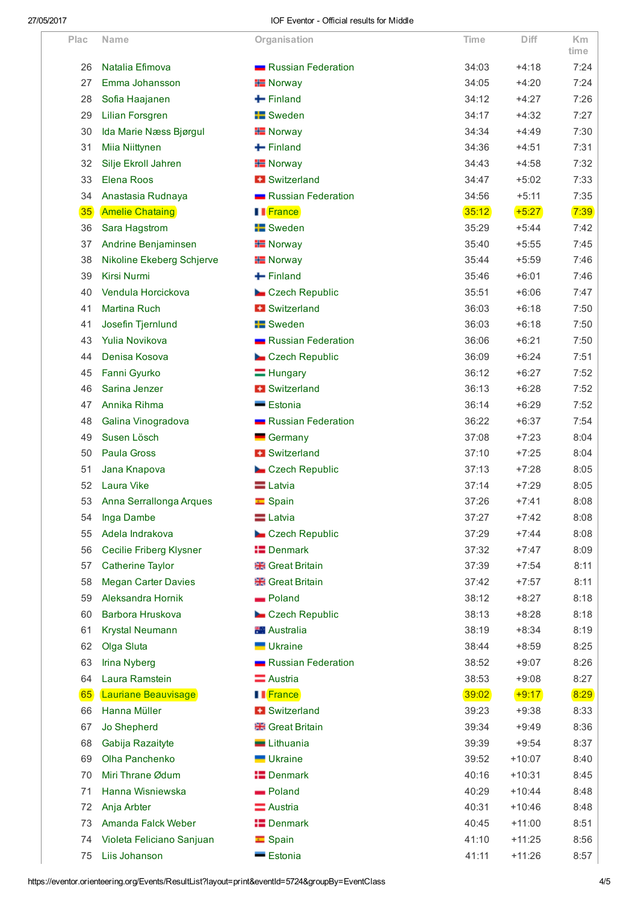| Plac | Name | Organisation | Time | Diff | Km time |
|---|---|---|---|---|---|
| 26 | Natalia Efimova | Russian Federation | 34:03 | +4:18 | 7:24 |
| 27 | Emma Johansson | Norway | 34:05 | +4:20 | 7:24 |
| 28 | Sofia Haajanen | Finland | 34:12 | +4:27 | 7:26 |
| 29 | Lilian Forsgren | Sweden | 34:17 | +4:32 | 7:27 |
| 30 | Ida Marie Næss Bjørgul | Norway | 34:34 | +4:49 | 7:30 |
| 31 | Miia Niittynen | Finland | 34:36 | +4:51 | 7:31 |
| 32 | Silje Ekroll Jahren | Norway | 34:43 | +4:58 | 7:32 |
| 33 | Elena Roos | Switzerland | 34:47 | +5:02 | 7:33 |
| 34 | Anastasia Rudnaya | Russian Federation | 34:56 | +5:11 | 7:35 |
| 35 | Amelie Chataing | France | 35:12 | +5:27 | 7:39 |
| 36 | Sara Hagstrom | Sweden | 35:29 | +5:44 | 7:42 |
| 37 | Andrine Benjaminsen | Norway | 35:40 | +5:55 | 7:45 |
| 38 | Nikoline Ekeberg Schjerve | Norway | 35:44 | +5:59 | 7:46 |
| 39 | Kirsi Nurmi | Finland | 35:46 | +6:01 | 7:46 |
| 40 | Vendula Horcickova | Czech Republic | 35:51 | +6:06 | 7:47 |
| 41 | Martina Ruch | Switzerland | 36:03 | +6:18 | 7:50 |
| 41 | Josefin Tjernlund | Sweden | 36:03 | +6:18 | 7:50 |
| 43 | Yulia Novikova | Russian Federation | 36:06 | +6:21 | 7:50 |
| 44 | Denisa Kosova | Czech Republic | 36:09 | +6:24 | 7:51 |
| 45 | Fanni Gyurko | Hungary | 36:12 | +6:27 | 7:52 |
| 46 | Sarina Jenzer | Switzerland | 36:13 | +6:28 | 7:52 |
| 47 | Annika Rihma | Estonia | 36:14 | +6:29 | 7:52 |
| 48 | Galina Vinogradova | Russian Federation | 36:22 | +6:37 | 7:54 |
| 49 | Susen Lösch | Germany | 37:08 | +7:23 | 8:04 |
| 50 | Paula Gross | Switzerland | 37:10 | +7:25 | 8:04 |
| 51 | Jana Knapova | Czech Republic | 37:13 | +7:28 | 8:05 |
| 52 | Laura Vike | Latvia | 37:14 | +7:29 | 8:05 |
| 53 | Anna Serrallonga Arques | Spain | 37:26 | +7:41 | 8:08 |
| 54 | Inga Dambe | Latvia | 37:27 | +7:42 | 8:08 |
| 55 | Adela Indrakova | Czech Republic | 37:29 | +7:44 | 8:08 |
| 56 | Cecilie Friberg Klysner | Denmark | 37:32 | +7:47 | 8:09 |
| 57 | Catherine Taylor | Great Britain | 37:39 | +7:54 | 8:11 |
| 58 | Megan Carter Davies | Great Britain | 37:42 | +7:57 | 8:11 |
| 59 | Aleksandra Hornik | Poland | 38:12 | +8:27 | 8:18 |
| 60 | Barbora Hruskova | Czech Republic | 38:13 | +8:28 | 8:18 |
| 61 | Krystal Neumann | Australia | 38:19 | +8:34 | 8:19 |
| 62 | Olga Sluta | Ukraine | 38:44 | +8:59 | 8:25 |
| 63 | Irina Nyberg | Russian Federation | 38:52 | +9:07 | 8:26 |
| 64 | Laura Ramstein | Austria | 38:53 | +9:08 | 8:27 |
| 65 | Lauriane Beauvisage | France | 39:02 | +9:17 | 8:29 |
| 66 | Hanna Müller | Switzerland | 39:23 | +9:38 | 8:33 |
| 67 | Jo Shepherd | Great Britain | 39:34 | +9:49 | 8:36 |
| 68 | Gabija Razaityte | Lithuania | 39:39 | +9:54 | 8:37 |
| 69 | Olha Panchenko | Ukraine | 39:52 | +10:07 | 8:40 |
| 70 | Miri Thrane Ødum | Denmark | 40:16 | +10:31 | 8:45 |
| 71 | Hanna Wisniewska | Poland | 40:29 | +10:44 | 8:48 |
| 72 | Anja Arbter | Austria | 40:31 | +10:46 | 8:48 |
| 73 | Amanda Falck Weber | Denmark | 40:45 | +11:00 | 8:51 |
| 74 | Violeta Feliciano Sanjuan | Spain | 41:10 | +11:25 | 8:56 |
| 75 | Liis Johanson | Estonia | 41:11 | +11:26 | 8:57 |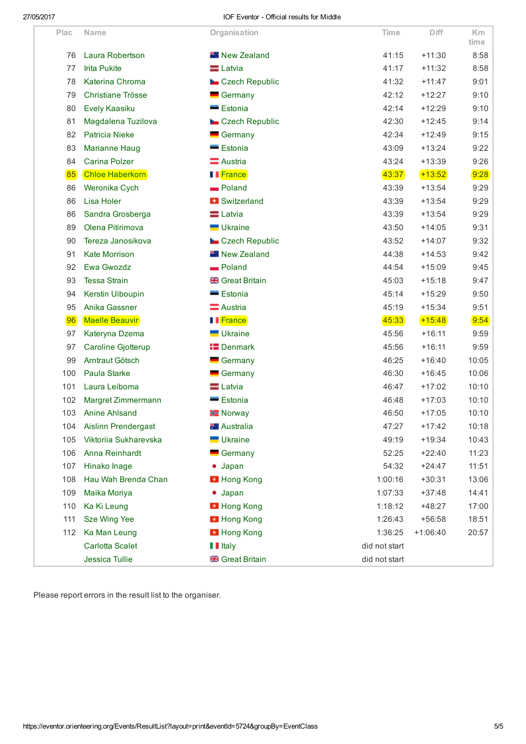| Plac | Name | Organisation | Time | Diff | Km time |
|---|---|---|---|---|---|
| 76 | Laura Robertson | New Zealand | 41:15 | +11:30 | 8:58 |
| 77 | Irita Pukite | Latvia | 41:17 | +11:32 | 8:58 |
| 78 | Katerina Chroma | Czech Republic | 41:32 | +11:47 | 9:01 |
| 79 | Christiane Trösse | Germany | 42:12 | +12:27 | 9:10 |
| 80 | Evely Kaasiku | Estonia | 42:14 | +12:29 | 9:10 |
| 81 | Magdalena Tuzilova | Czech Republic | 42:30 | +12:45 | 9:14 |
| 82 | Patricia Nieke | Germany | 42:34 | +12:49 | 9:15 |
| 83 | Marianne Haug | Estonia | 43:09 | +13:24 | 9:22 |
| 84 | Carina Polzer | Austria | 43:24 | +13:39 | 9:26 |
| 85 | Chloe Haberkorn | France | 43:37 | +13:52 | 9:28 |
| 86 | Weronika Cych | Poland | 43:39 | +13:54 | 9:29 |
| 86 | Lisa Holer | Switzerland | 43:39 | +13:54 | 9:29 |
| 86 | Sandra Grosberga | Latvia | 43:39 | +13:54 | 9:29 |
| 89 | Olena Pitirimova | Ukraine | 43:50 | +14:05 | 9:31 |
| 90 | Tereza Janosikova | Czech Republic | 43:52 | +14:07 | 9:32 |
| 91 | Kate Morrison | New Zealand | 44:38 | +14:53 | 9:42 |
| 92 | Ewa Gwozdz | Poland | 44:54 | +15:09 | 9:45 |
| 93 | Tessa Strain | Great Britain | 45:03 | +15:18 | 9:47 |
| 94 | Kerstin Uiboupin | Estonia | 45:14 | +15:29 | 9:50 |
| 95 | Anika Gassner | Austria | 45:19 | +15:34 | 9:51 |
| 96 | Maelle Beauvir | France | 45:33 | +15:48 | 9:54 |
| 97 | Kateryna Dzema | Ukraine | 45:56 | +16:11 | 9:59 |
| 97 | Caroline Gjotterup | Denmark | 45:56 | +16:11 | 9:59 |
| 99 | Arntraut Götsch | Germany | 46:25 | +16:40 | 10:05 |
| 100 | Paula Starke | Germany | 46:30 | +16:45 | 10:06 |
| 101 | Laura Leiboma | Latvia | 46:47 | +17:02 | 10:10 |
| 102 | Margret Zimmermann | Estonia | 46:48 | +17:03 | 10:10 |
| 103 | Anine Ahlsand | Norway | 46:50 | +17:05 | 10:10 |
| 104 | Aislinn Prendergast | Australia | 47:27 | +17:42 | 10:18 |
| 105 | Viktoriia Sukharevska | Ukraine | 49:19 | +19:34 | 10:43 |
| 106 | Anna Reinhardt | Germany | 52:25 | +22:40 | 11:23 |
| 107 | Hinako Inage | Japan | 54:32 | +24:47 | 11:51 |
| 108 | Hau Wah Brenda Chan | Hong Kong | 1:00:16 | +30:31 | 13:06 |
| 109 | Maika Moriya | Japan | 1:07:33 | +37:48 | 14:41 |
| 110 | Ka Ki Leung | Hong Kong | 1:18:12 | +48:27 | 17:00 |
| 111 | Sze Wing Yee | Hong Kong | 1:26:43 | +56:58 | 18:51 |
| 112 | Ka Man Leung | Hong Kong | 1:36:25 | +1:06:40 | 20:57 |
| | Carlotta Scalet | Italy | did not start | | |
| | Jessica Tullie | Great Britain | did not start | | |

Please report errors in the result list to the organiser.